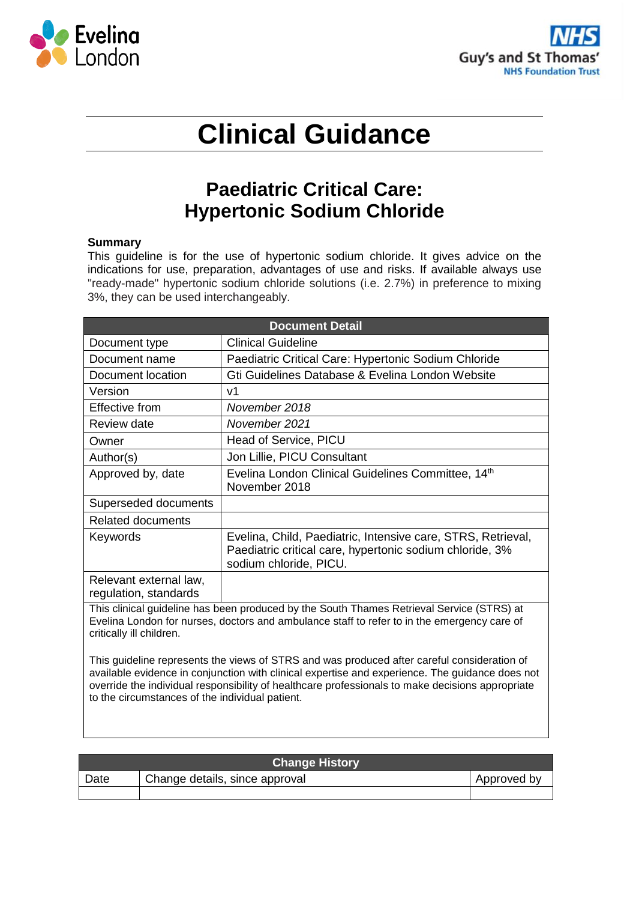# Clinical Guidance

## Paediatric Critical Care: Hypertonic Sodium Chloride

**Summary**

This guideline is for the use of hypertonic sodium chloride. It gives advice on the indications for use, preparation, advantages of use and risks. If available always use "ready-made" hypertonic sodium chloride solutions (i.e. 2.7%) in preference to mixing 3%, they can be used interchangeably.

| Document Detail | |
|---|---|
| Document type | Clinical Guideline |
| Document name | Paediatric Critical Care: Hypertonic Sodium Chloride |
| Document location | Gti Guidelines Database & Evelina London Website |
| Version | v1 |
| Effective from | *November 2018* |
| Review date | *November 2021* |
| Owner | Head of Service, PICU |
| Author(s) | Jon Lillie, PICU Consultant |
| Approved by, date | Evelina London Clinical Guidelines Committee, 14th November 2018 |
| Superseded documents | |
| Related documents | |
| Keywords | Evelina, Child, Paediatric, Intensive care, STRS, Retrieval, Paediatric critical care, hypertonic sodium chloride, 3% sodium chloride, PICU. |
| Relevant external law, regulation, standards | |

This clinical guideline has been produced by the South Thames Retrieval Service (STRS) at Evelina London for nurses, doctors and ambulance staff to refer to in the emergency care of critically ill children.

This guideline represents the views of STRS and was produced after careful consideration of available evidence in conjunction with clinical expertise and experience. The guidance does not override the individual responsibility of healthcare professionals to make decisions appropriate to the circumstances of the individual patient.

| Change History | | |
|---|---|---|
| Date | Change details, since approval | Approved by |
| | | |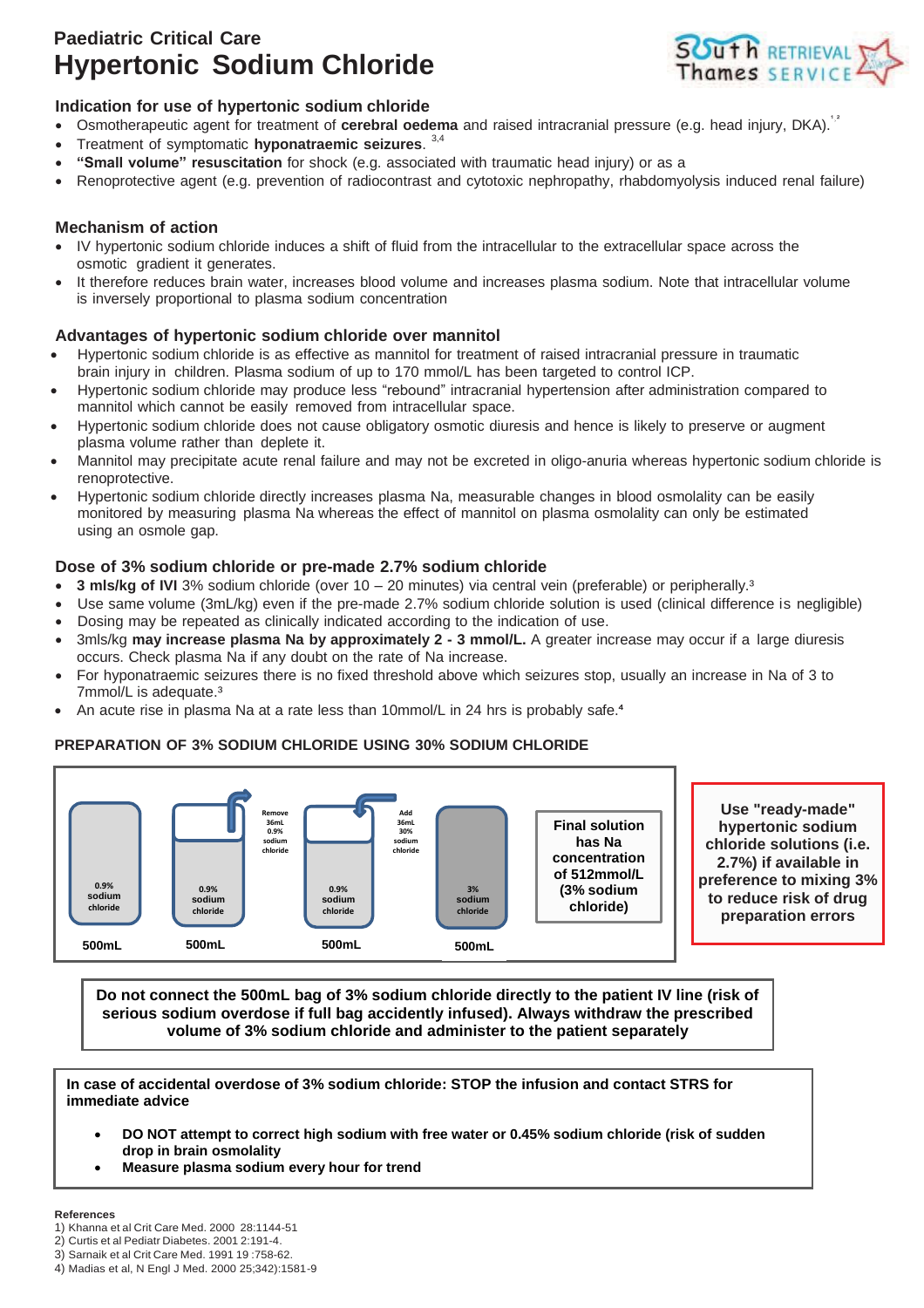## Paediatric Critical Care

# Hypertonic Sodium Chloride

South Thames RETRIEVAL SERVICE

### Indication for use of hypertonic sodium chloride

- Osmotherapeutic agent for treatment of **cerebral oedema** and raised intracranial pressure (e.g. head injury, DKA).[1,2]
- Treatment of symptomatic **hyponatraemic seizures**. [3,4]
- **"Small volume" resuscitation** for shock (e.g. associated with traumatic head injury) or as a
- Renoprotective agent (e.g. prevention of radiocontrast and cytotoxic nephropathy, rhabdomyolysis induced renal failure)

### Mechanism of action

- IV hypertonic sodium chloride induces a shift of fluid from the intracellular to the extracellular space across the osmotic gradient it generates.
- It therefore reduces brain water, increases blood volume and increases plasma sodium. Note that intracellular volume is inversely proportional to plasma sodium concentration

### Advantages of hypertonic sodium chloride over mannitol

- Hypertonic sodium chloride is as effective as mannitol for treatment of raised intracranial pressure in traumatic brain injury in children. Plasma sodium of up to 170 mmol/L has been targeted to control ICP.
- Hypertonic sodium chloride may produce less "rebound" intracranial hypertension after administration compared to mannitol which cannot be easily removed from intracellular space.
- Hypertonic sodium chloride does not cause obligatory osmotic diuresis and hence is likely to preserve or augment plasma volume rather than deplete it.
- Mannitol may precipitate acute renal failure and may not be excreted in oligo-anuria whereas hypertonic sodium chloride is renoprotective.
- Hypertonic sodium chloride directly increases plasma Na, measurable changes in blood osmolality can be easily monitored by measuring plasma Na whereas the effect of mannitol on plasma osmolality can only be estimated using an osmole gap.

### Dose of 3% sodium chloride or pre-made 2.7% sodium chloride

- **3 mls/kg of IVI** 3% sodium chloride (over 10 – 20 minutes) via central vein (preferable) or peripherally.[3]
- Use same volume (3mL/kg) even if the pre-made 2.7% sodium chloride solution is used (clinical difference is negligible)
- Dosing may be repeated as clinically indicated according to the indication of use.
- 3mls/kg **may increase plasma Na by approximately 2 - 3 mmol/L.** A greater increase may occur if a large diuresis occurs. Check plasma Na if any doubt on the rate of Na increase.
- For hyponatraemic seizures there is no fixed threshold above which seizures stop, usually an increase in Na of 3 to 7mmol/L is adequate.[3]
- An acute rise in plasma Na at a rate less than 10mmol/L in 24 hrs is probably safe.[4]

### PREPARATION OF 3% SODIUM CHLORIDE USING 30% SODIUM CHLORIDE

0.9% sodium chloride 500mL

0.9% sodium chloride 500mL — Remove 36mL 0.9% sodium chloride

0.9% sodium chloride 500mL — Add 36mL 30% sodium chloride

3% sodium chloride 500mL

**Final solution has Na concentration of 512mmol/L (3% sodium chloride)**

**Use "ready-made" hypertonic sodium chloride solutions (i.e. 2.7%) if available in preference to mixing 3% to reduce risk of drug preparation errors**

**Do not connect the 500mL bag of 3% sodium chloride directly to the patient IV line (risk of serious sodium overdose if full bag accidently infused). Always withdraw the prescribed volume of 3% sodium chloride and administer to the patient separately**

**In case of accidental overdose of 3% sodium chloride: STOP the infusion and contact STRS for immediate advice**

- **DO NOT attempt to correct high sodium with free water or 0.45% sodium chloride (risk of sudden drop in brain osmolality**
- **Measure plasma sodium every hour for trend**

**References**

1) Khanna et al Crit Care Med. 2000 28:1144-51
2) Curtis et al Pediatr Diabetes. 2001 2:191-4.
3) Sarnaik et al Crit Care Med. 1991 19 :758-62.
4) Madias et al, N Engl J Med. 2000 25;342):1581-9